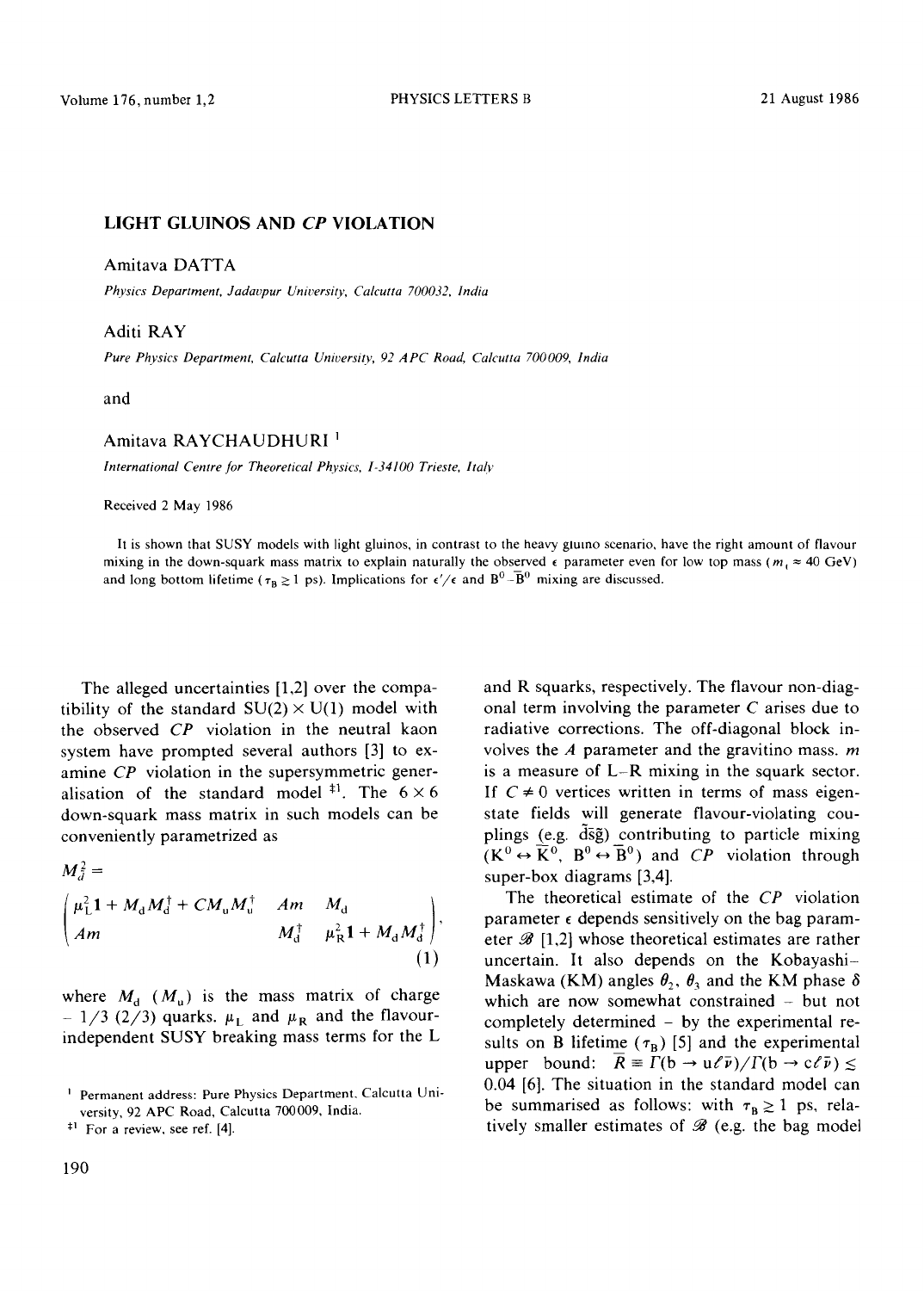# LIGHT GLUINOS AND *CP* VIOLATION

Amitava DATTA

*Physics Department, Jadavpur University, Calcutta 700032, India*

Aditi RAY

*Pure Physics Department, Calcutta University, 92 APC Road, Calcutta 700009, India*

and

Amitava RAYCHAUDHURI [1]

*International Centre for Theoretical Physics, I-34100 Trieste, Italy*

Received 2 May 1986

It is shown that SUSY models with light gluinos, in contrast to the heavy gluino scenario, have the right amount of flavour mixing in the down-squark mass matrix to explain naturally the observed $\epsilon$ parameter even for low top mass ($m_t \approx 40$ GeV) and long bottom lifetime ($\tau_B \gtrsim 1$ ps). Implications for $\epsilon'/\epsilon$ and $B^0$–$\bar{B}^0$ mixing are discussed.

The alleged uncertainties [1,2] over the compatibility of the standard SU(2) × U(1) model with the observed *CP* violation in the neutral kaon system have prompted several authors [3] to examine *CP* violation in the supersymmetric generalisation of the standard model [‡1]. The 6 × 6 down-squark mass matrix in such models can be conveniently parametrized as

$$M_{\tilde{d}}^2 = \begin{pmatrix} \mu_L^2 \mathbf{1} + M_d M_d^\dagger + C M_u M_u^\dagger & Am & M_d \\ Am & M_d^\dagger & \mu_R^2 \mathbf{1} + M_d M_d^\dagger \end{pmatrix}, \tag{1}$$

where $M_d$ ($M_u$) is the mass matrix of charge $-1/3$ (2/3) quarks. $\mu_L$ and $\mu_R$ and the flavour-independent SUSY breaking mass terms for the L and R squarks, respectively. The flavour non-diagonal term involving the parameter $C$ arises due to radiative corrections. The off-diagonal block involves the $A$ parameter and the gravitino mass. $m$ is a measure of L–R mixing in the squark sector. If $C \neq 0$ vertices written in terms of mass eigenstate fields will generate flavour-violating couplings (e.g. $\tilde{d}\bar{s}\tilde{g}$) contributing to particle mixing ($K^0 \leftrightarrow \bar{K}^0$, $B^0 \leftrightarrow \bar{B}^0$) and *CP* violation through super-box diagrams [3,4].

The theoretical estimate of the *CP* violation parameter $\epsilon$ depends sensitively on the bag parameter $\mathscr{B}$ [1,2] whose theoretical estimates are rather uncertain. It also depends on the Kobayashi–Maskawa (KM) angles $\theta_2$, $\theta_3$ and the KM phase $\delta$ which are now somewhat constrained – but not completely determined – by the experimental results on B lifetime ($\tau_B$) [5] and the experimental upper bound: $\bar{R} \equiv \Gamma(b \to u\ell\bar{\nu})/\Gamma(b \to c\ell\bar{\nu}) \lesssim 0.04$ [6]. The situation in the standard model can be summarised as follows: with $\tau_B \gtrsim 1$ ps, relatively smaller estimates of $\mathscr{B}$ (e.g. the bag model

---

[1] Permanent address: Pure Physics Department, Calcutta University, 92 APC Road, Calcutta 700009, India.

[‡1] For a review, see ref. [4].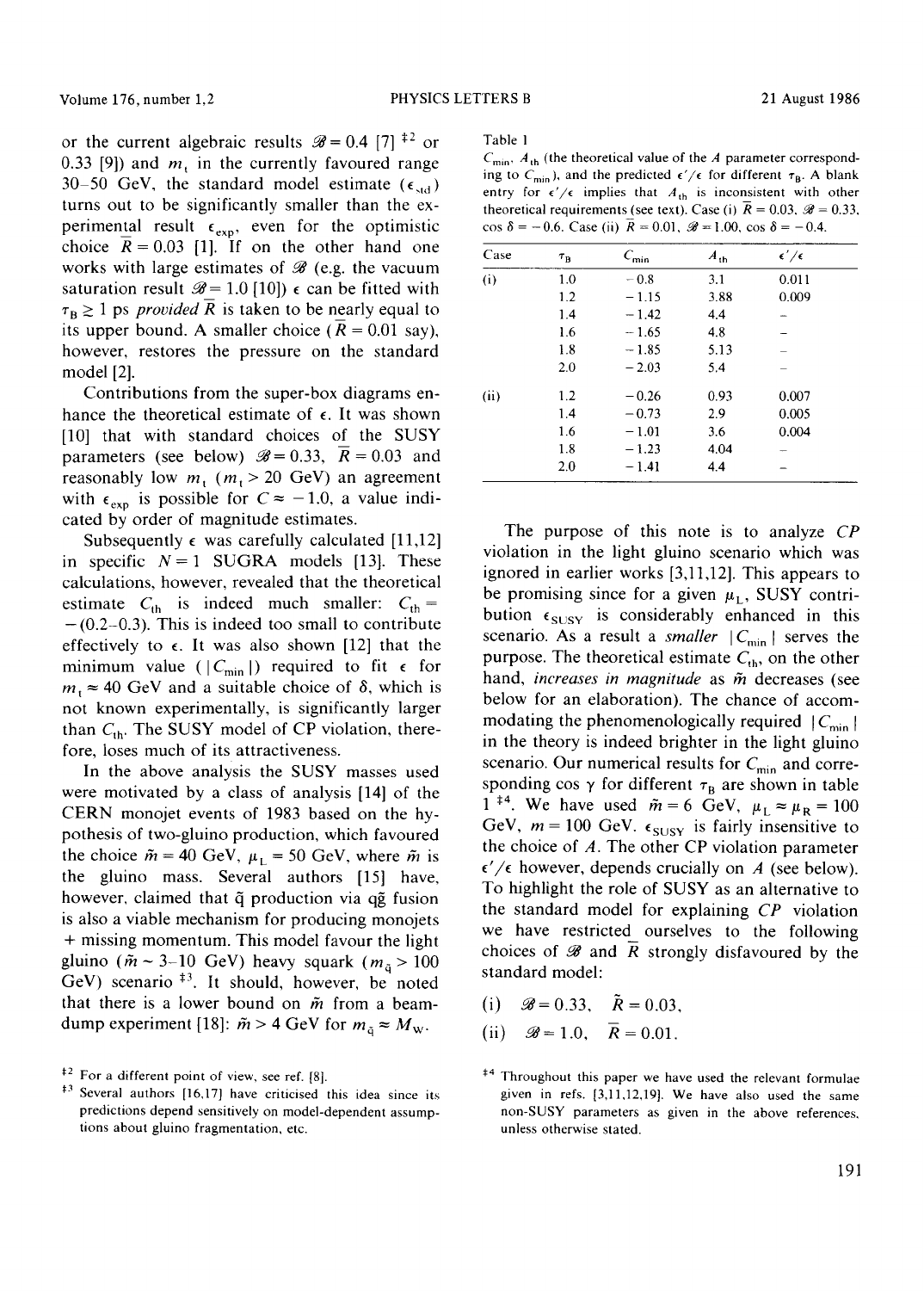or the current algebraic results $\mathscr{B} = 0.4$ [7] [‡2] or 0.33 [9]) and $m_t$ in the currently favoured range 30–50 GeV, the standard model estimate ($\epsilon_{\rm std}$) turns out to be significantly smaller than the experimental result $\epsilon_{\rm exp}$, even for the optimistic choice $\bar{R} = 0.03$ [1]. If on the other hand one works with large estimates of $\mathscr{B}$ (e.g. the vacuum saturation result $\mathscr{B} = 1.0$ [10]) $\epsilon$ can be fitted with $\tau_B \gtrsim 1$ ps *provided* $\bar{R}$ is taken to be nearly equal to its upper bound. A smaller choice ($\bar{R} = 0.01$ say), however, restores the pressure on the standard model [2].

Contributions from the super-box diagrams enhance the theoretical estimate of $\epsilon$. It was shown [10] that with standard choices of the SUSY parameters (see below) $\mathscr{B} = 0.33$, $\bar{R} = 0.03$ and reasonably low $m_t$ ($m_t > 20$ GeV) an agreement with $\epsilon_{\rm exp}$ is possible for $C \approx -1.0$, a value indicated by order of magnitude estimates.

Subsequently $\epsilon$ was carefully calculated [11,12] in specific $N = 1$ SUGRA models [13]. These calculations, however, revealed that the theoretical estimate $C_{\rm th}$ is indeed much smaller: $C_{\rm th} = -(0.2\text{–}0.3)$. This is indeed too small to contribute effectively to $\epsilon$. It was also shown [12] that the minimum value ($|C_{\rm min}|$) required to fit $\epsilon$ for $m_t \approx 40$ GeV and a suitable choice of $\delta$, which is not known experimentally, is significantly larger than $C_{\rm th}$. The SUSY model of CP violation, therefore, loses much of its attractiveness.

In the above analysis the SUSY masses used were motivated by a class of analysis [14] of the CERN monojet events of 1983 based on the hypothesis of two-gluino production, which favoured the choice $\tilde{m} = 40$ GeV, $\mu_L = 50$ GeV, where $\tilde{m}$ is the gluino mass. Several authors [15] have, however, claimed that $\tilde{q}$ production via $q\tilde{g}$ fusion is also a viable mechanism for producing monojets + missing momentum. This model favour the light gluino ($\tilde{m} \sim 3$–$10$ GeV) heavy squark ($m_{\tilde{q}} > 100$ GeV) scenario [‡3]. It should, however, be noted that there is a lower bound on $\tilde{m}$ from a beam-dump experiment [18]: $\tilde{m} > 4$ GeV for $m_{\tilde{q}} \approx M_W$.

Table 1

$C_{\rm min}$, $A_{\rm th}$ (the theoretical value of the $A$ parameter corresponding to $C_{\rm min}$), and the predicted $\epsilon'/\epsilon$ for different $\tau_B$. A blank entry for $\epsilon'/\epsilon$ implies that $A_{\rm th}$ is inconsistent with other theoretical requirements (see text). Case (i) $\bar{R} = 0.03$, $\mathscr{B} = 0.33$, $\cos\delta = -0.6$. Case (ii) $\bar{R} = 0.01$, $\mathscr{B} = 1.00$, $\cos\delta = -0.4$.

| Case | $\tau_B$ | $C_{\rm min}$ | $A_{\rm th}$ | $\epsilon'/\epsilon$ |
|---|---|---|---|---|
| (i) | 1.0 | −0.8 | 3.1 | 0.011 |
| | 1.2 | −1.15 | 3.88 | 0.009 |
| | 1.4 | −1.42 | 4.4 | – |
| | 1.6 | −1.65 | 4.8 | – |
| | 1.8 | −1.85 | 5.13 | – |
| | 2.0 | −2.03 | 5.4 | – |
| (ii) | 1.2 | −0.26 | 0.93 | 0.007 |
| | 1.4 | −0.73 | 2.9 | 0.005 |
| | 1.6 | −1.01 | 3.6 | 0.004 |
| | 1.8 | −1.23 | 4.04 | – |
| | 2.0 | −1.41 | 4.4 | – |

The purpose of this note is to analyze *CP* violation in the light gluino scenario which was ignored in earlier works [3,11,12]. This appears to be promising since for a given $\mu_L$, SUSY contribution $\epsilon_{\rm SUSY}$ is considerably enhanced in this scenario. As a result a *smaller* $|C_{\rm min}|$ serves the purpose. The theoretical estimate $C_{\rm th}$, on the other hand, *increases in magnitude* as $\tilde{m}$ decreases (see below for an elaboration). The chance of accommodating the phenomenologically required $|C_{\rm min}|$ in the theory is indeed brighter in the light gluino scenario. Our numerical results for $C_{\rm min}$ and corresponding $\cos\gamma$ for different $\tau_B$ are shown in table 1 [‡4]. We have used $\tilde{m} = 6$ GeV, $\mu_L \approx \mu_R = 100$ GeV, $m = 100$ GeV. $\epsilon_{\rm SUSY}$ is fairly insensitive to the choice of $A$. The other CP violation parameter $\epsilon'/\epsilon$ however, depends crucially on $A$ (see below). To highlight the role of SUSY as an alternative to the standard model for explaining *CP* violation we have restricted ourselves to the following choices of $\mathscr{B}$ and $\bar{R}$ strongly disfavoured by the standard model:

(i) $\mathscr{B} = 0.33$, $\bar{R} = 0.03$,

(ii) $\mathscr{B} = 1.0$, $\bar{R} = 0.01$.

---

[‡2] For a different point of view, see ref. [8].

[‡3] Several authors [16,17] have criticised this idea since its predictions depend sensitively on model-dependent assumptions about gluino fragmentation, etc.

[‡4] Throughout this paper we have used the relevant formulae given in refs. [3,11,12,19]. We have also used the same non-SUSY parameters as given in the above references, unless otherwise stated.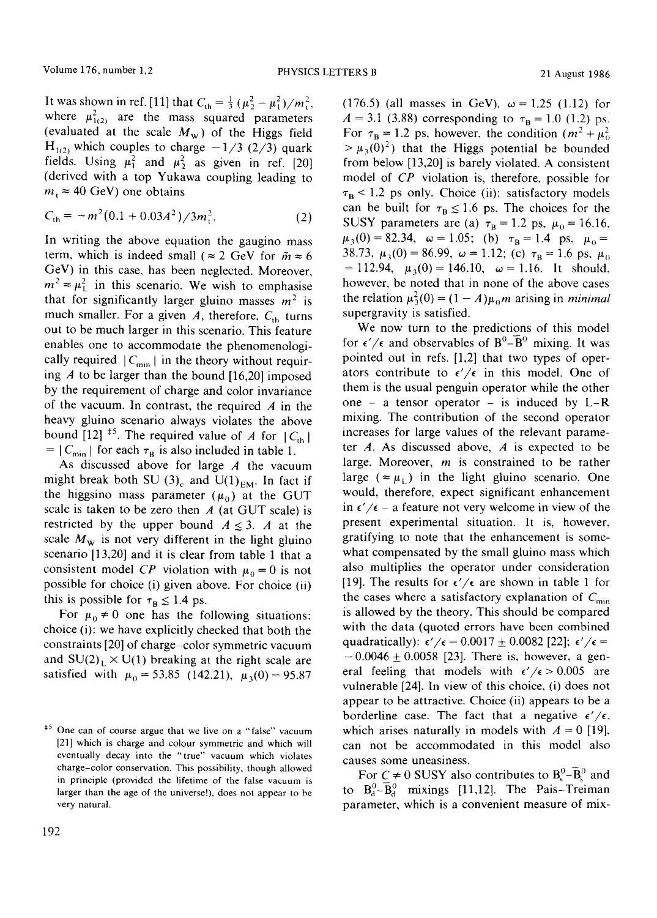It was shown in ref. [11] that $C_{\rm th} = \frac{1}{3}(\mu_2^2 - \mu_1^2)/m_t^2$, where $\mu_{1(2)}^2$ are the mass squared parameters (evaluated at the scale $M_W$) of the Higgs field $H_{1(2)}$ which couples to charge $-1/3$ (2/3) quark fields. Using $\mu_1^2$ and $\mu_2^2$ as given in ref. [20] (derived with a top Yukawa coupling leading to $m_t \approx 40$ GeV) one obtains

$$C_{\rm th} = -m^2(0.1 + 0.03A^2)/3m_t^2. \tag{2}$$

In writing the above equation the gaugino mass term, which is indeed small ($\approx 2$ GeV for $\tilde{m} \approx 6$ GeV) in this case, has been neglected. Moreover, $m^2 \approx \mu_L^2$ in this scenario. We wish to emphasise that for significantly larger gluino masses $m^2$ is much smaller. For a given $A$, therefore, $C_{\rm th}$ turns out to be much larger in this scenario. This feature enables one to accommodate the phenomenologically required $|C_{\rm min}|$ in the theory without requiring $A$ to be larger than the bound [16,20] imposed by the requirement of charge and color invariance of the vacuum. In contrast, the required $A$ in the heavy gluino scenario always violates the above bound [12] [‡5]. The required value of $A$ for $|C_{\rm th}| = |C_{\rm min}|$ for each $\tau_B$ is also included in table 1.

As discussed above for large $A$ the vacuum might break both SU(3)$_c$ and U(1)$_{\rm EM}$. In fact if the higgsino mass parameter ($\mu_0$) at the GUT scale is taken to be zero then $A$ (at GUT scale) is restricted by the upper bound $A \lesssim 3$. $A$ at the scale $M_W$ is not very different in the light gluino scenario [13,20] and it is clear from table 1 that a consistent model $CP$ violation with $\mu_0 = 0$ is not possible for choice (i) given above. For choice (ii) this is possible for $\tau_B \lesssim 1.4$ ps.

For $\mu_0 \neq 0$ one has the following situations: choice (i): we have explicitly checked that both the constraints [20] of charge–color symmetric vacuum and SU(2)$_L \times$ U(1) breaking at the right scale are satisfied with $\mu_0 = 53.85$ (142.21), $\mu_3(0) = 95.87$ (176.5) (all masses in GeV), $\omega = 1.25$ (1.12) for $A = 3.1$ (3.88) corresponding to $\tau_B = 1.0$ (1.2) ps. For $\tau_B = 1.2$ ps, however, the condition ($m^2 + \mu_0^2 > \mu_3(0)^2$) that the Higgs potential be bounded from below [13,20] is barely violated. A consistent model of $CP$ violation is, therefore, possible for $\tau_B < 1.2$ ps only. Choice (ii): satisfactory models can be built for $\tau_B \lesssim 1.6$ ps. The choices for the SUSY parameters are (a) $\tau_B = 1.2$ ps, $\mu_0 = 16.16$, $\mu_3(0) = 82.34$, $\omega = 1.05$; (b) $\tau_B = 1.4$ ps, $\mu_0 = 38.73$, $\mu_3(0) = 86.99$, $\omega = 1.12$; (c) $\tau_B = 1.6$ ps, $\mu_0 = 112.94$, $\mu_3(0) = 146.10$, $\omega = 1.16$. It should, however, be noted that in none of the above cases the relation $\mu_3^2(0) = (1 - A)\mu_0 m$ arising in *minimal* supergravity is satisfied.

We now turn to the predictions of this model for $\epsilon'/\epsilon$ and observables of $B^0$–$\bar{B}^0$ mixing. It was pointed out in refs. [1,2] that two types of operators contribute to $\epsilon'/\epsilon$ in this model. One of them is the usual penguin operator while the other one – a tensor operator – is induced by L–R mixing. The contribution of the second operator increases for large values of the relevant parameter $A$. As discussed above, $A$ is expected to be large. Moreover, $m$ is constrained to be rather large ($\approx \mu_L$) in the light gluino scenario. One would, therefore, expect significant enhancement in $\epsilon'/\epsilon$ – a feature not very welcome in view of the present experimental situation. It is, however, gratifying to note that the enhancement is somewhat compensated by the small gluino mass which also multiplies the operator under consideration [19]. The results for $\epsilon'/\epsilon$ are shown in table 1 for the cases where a satisfactory explanation of $C_{\rm min}$ is allowed by the theory. This should be compared with the data (quoted errors have been combined quadratically): $\epsilon'/\epsilon = 0.0017 \pm 0.0082$ [22]; $\epsilon'/\epsilon = -0.0046 \pm 0.0058$ [23]. There is, however, a general feeling that models with $\epsilon'/\epsilon > 0.005$ are vulnerable [24]. In view of this choice, (i) does not appear to be attractive. Choice (ii) appears to be a borderline case. The fact that a negative $\epsilon'/\epsilon$, which arises naturally in models with $A = 0$ [19], can not be accommodated in this model also causes some uneasiness.

For $C \neq 0$ SUSY also contributes to $B_s^0$–$\bar{B}_s^0$ and to $B_d^0$–$\bar{B}_d^0$ mixings [11,12]. The Pais–Treiman parameter, which is a convenient measure of mix-

[‡5] One can of course argue that we live on a "false" vacuum [21] which is charge and colour symmetric and which will eventually decay into the "true" vacuum which violates charge–color conservation. This possibility, though allowed in principle (provided the lifetime of the false vacuum is larger than the age of the universe!), does not appear to be very natural.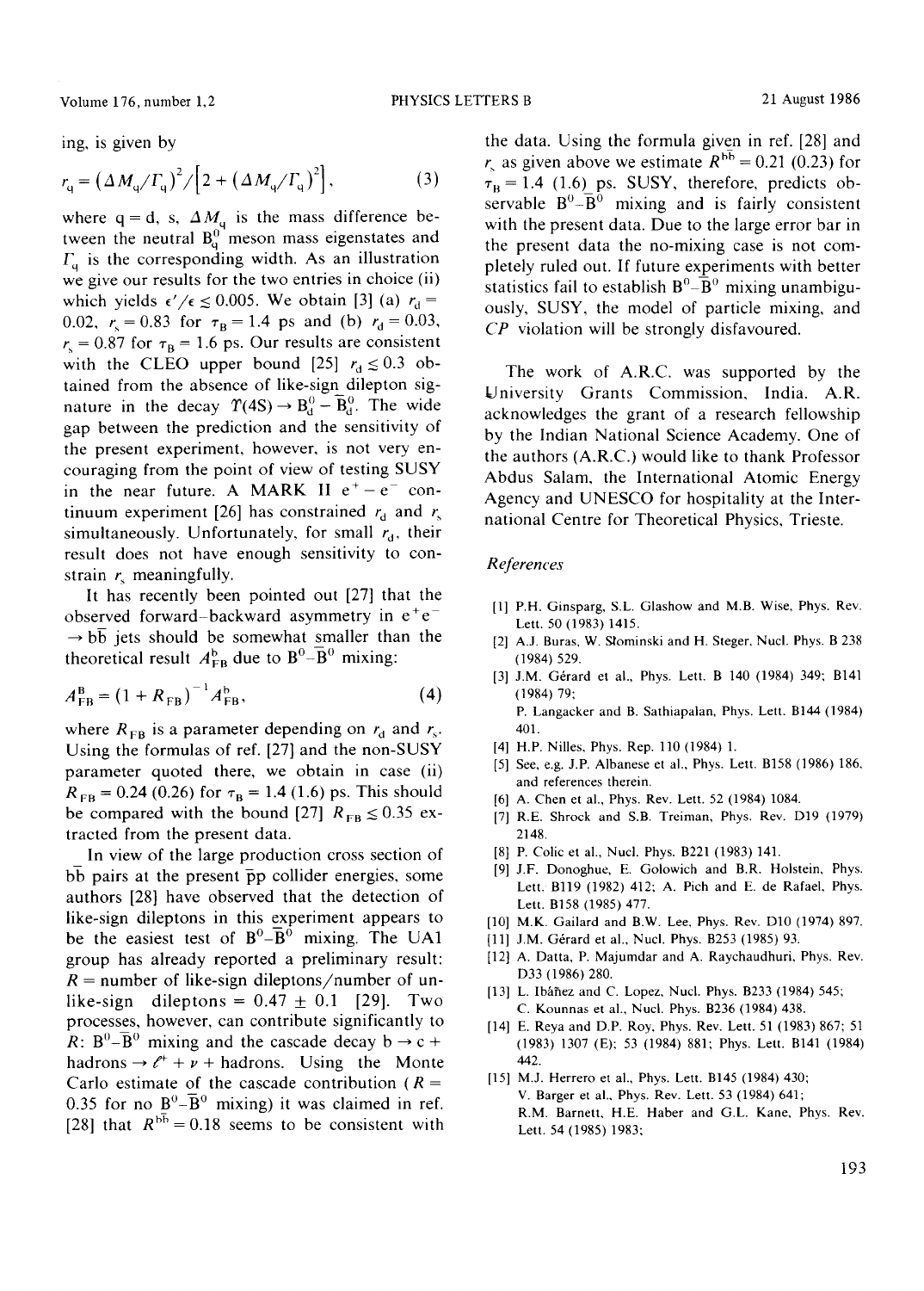ing, is given by

$$r_q = (\Delta M_q/\Gamma_q)^2/\left[2 + (\Delta M_q/\Gamma_q)^2\right], \qquad (3)$$

where q = d, s, $\Delta M_q$ is the mass difference between the neutral $B_q^0$ meson mass eigenstates and $\Gamma_q$ is the corresponding width. As an illustration we give our results for the two entries in choice (ii) which yields $\epsilon'/\epsilon \lesssim 0.005$. We obtain [3] (a) $r_d = 0.02$, $r_s = 0.83$ for $\tau_B = 1.4$ ps and (b) $r_d = 0.03$, $r_s = 0.87$ for $\tau_B = 1.6$ ps. Our results are consistent with the CLEO upper bound [25] $r_d \lesssim 0.3$ obtained from the absence of like-sign dilepton signature in the decay $\Upsilon(4S) \to B_d^0 - \bar{B}_d^0$. The wide gap between the prediction and the sensitivity of the present experiment, however, is not very encouraging from the point of view of testing SUSY in the near future. A MARK II $e^+ - e^-$ continuum experiment [26] has constrained $r_d$ and $r_s$ simultaneously. Unfortunately, for small $r_d$, their result does not have enough sensitivity to constrain $r_s$ meaningfully.

It has recently been pointed out [27] that the observed forward–backward asymmetry in $e^+e^- \to b\bar{b}$ jets should be somewhat smaller than the theoretical result $A_{FB}^b$ due to $B^0$–$\bar{B}^0$ mixing:

$$A_{FB}^B = (1 + R_{FB})^{-1} A_{FB}^b, \qquad (4)$$

where $R_{FB}$ is a parameter depending on $r_d$ and $r_s$. Using the formulas of ref. [27] and the non-SUSY parameter quoted there, we obtain in case (ii) $R_{FB} = 0.24$ (0.26) for $\tau_B = 1.4$ (1.6) ps. This should be compared with the bound [27] $R_{FB} \lesssim 0.35$ extracted from the present data.

In view of the large production cross section of $b\bar{b}$ pairs at the present $\bar{p}p$ collider energies, some authors [28] have observed that the detection of like-sign dileptons in this experiment appears to be the easiest test of $B^0$–$\bar{B}^0$ mixing. The UA1 group has already reported a preliminary result: $R$ = number of like-sign dileptons/number of unlike-sign dileptons = $0.47 \pm 0.1$ [29]. Two processes, however, can contribute significantly to $R$: $B^0$–$\bar{B}^0$ mixing and the cascade decay $b \to c$ + hadrons $\to \ell^+ + \nu$ + hadrons. Using the Monte Carlo estimate of the cascade contribution ($R = 0.35$ for no $B^0$–$\bar{B}^0$ mixing) it was claimed in ref. [28] that $R^{b\bar{b}} = 0.18$ seems to be consistent with the data. Using the formula given in ref. [28] and $r_s$ as given above we estimate $R^{b\bar{b}} = 0.21$ (0.23) for $\tau_B = 1.4$ (1.6) ps. SUSY, therefore, predicts observable $B^0$–$\bar{B}^0$ mixing and is fairly consistent with the present data. Due to the large error bar in the present data the no-mixing case is not completely ruled out. If future experiments with better statistics fail to establish $B^0$–$\bar{B}^0$ mixing unambiguously, SUSY, the model of particle mixing, and $CP$ violation will be strongly disfavoured.

The work of A.R.C. was supported by the University Grants Commission, India. A.R. acknowledges the grant of a research fellowship by the Indian National Science Academy. One of the authors (A.R.C.) would like to thank Professor Abdus Salam, the International Atomic Energy Agency and UNESCO for hospitality at the International Centre for Theoretical Physics, Trieste.

## References

[1] P.H. Ginsparg, S.L. Glashow and M.B. Wise, Phys. Rev. Lett. 50 (1983) 1415.

[2] A.J. Buras, W. Słominski and H. Steger, Nucl. Phys. B 238 (1984) 529.

[3] J.M. Gérard et al., Phys. Lett. B 140 (1984) 349; B141 (1984) 79;
P. Langacker and B. Sathiapalan, Phys. Lett. B144 (1984) 401.

[4] H.P. Nilles, Phys. Rep. 110 (1984) 1.

[5] See, e.g. J.P. Albanese et al., Phys. Lett. B158 (1986) 186, and references therein.

[6] A. Chen et al., Phys. Rev. Lett. 52 (1984) 1084.

[7] R.E. Shrock and S.B. Treiman, Phys. Rev. D19 (1979) 2148.

[8] P. Colic et al., Nucl. Phys. B221 (1983) 141.

[9] J.F. Donoghue, E. Golowich and B.R. Holstein, Phys. Lett. B119 (1982) 412; A. Pich and E. de Rafael, Phys. Lett. B158 (1985) 477.

[10] M.K. Gailard and B.W. Lee, Phys. Rev. D10 (1974) 897.

[11] J.M. Gérard et al., Nucl. Phys. B253 (1985) 93.

[12] A. Datta, P. Majumdar and A. Raychaudhuri, Phys. Rev. D33 (1986) 280.

[13] L. Ibáñez and C. Lopez, Nucl. Phys. B233 (1984) 545;
C. Kounnas et al., Nucl. Phys. B236 (1984) 438.

[14] E. Reya and D.P. Roy, Phys. Rev. Lett. 51 (1983) 867; 51 (1983) 1307 (E); 53 (1984) 881; Phys. Lett. B141 (1984) 442.

[15] M.J. Herrero et al., Phys. Lett. B145 (1984) 430;
V. Barger et al., Phys. Rev. Lett. 53 (1984) 641;
R.M. Barnett, H.E. Haber and G.L. Kane, Phys. Rev. Lett. 54 (1985) 1983;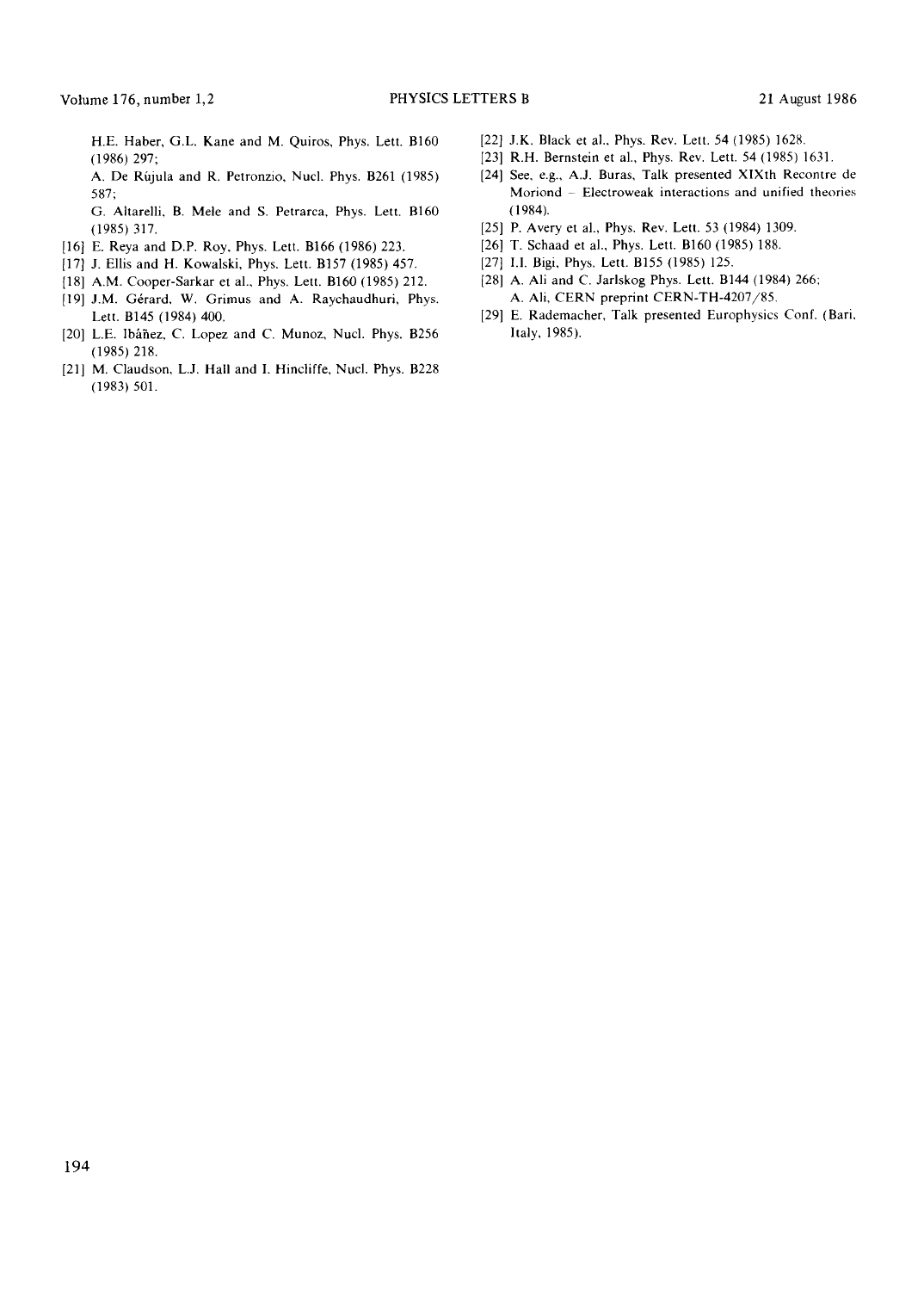H.E. Haber, G.L. Kane and M. Quiros, Phys. Lett. B160 (1986) 297;

A. De Rújula and R. Petronzio, Nucl. Phys. B261 (1985) 587;

G. Altarelli, B. Mele and S. Petrarca, Phys. Lett. B160 (1985) 317.

[16] E. Reya and D.P. Roy, Phys. Lett. B166 (1986) 223.

[17] J. Ellis and H. Kowalski, Phys. Lett. B157 (1985) 457.

[18] A.M. Cooper-Sarkar et al., Phys. Lett. B160 (1985) 212.

[19] J.M. Gérard, W. Grimus and A. Raychaudhuri, Phys. Lett. B145 (1984) 400.

[20] L.E. Ibâñez, C. Lopez and C. Munoz, Nucl. Phys. B256 (1985) 218.

[21] M. Claudson, L.J. Hall and I. Hincliffe, Nucl. Phys. B228 (1983) 501.

[22] J.K. Black et al., Phys. Rev. Lett. 54 (1985) 1628.

[23] R.H. Bernstein et al., Phys. Rev. Lett. 54 (1985) 1631.

[24] See, e.g., A.J. Buras, Talk presented XIXth Recontre de Moriond – Electroweak interactions and unified theories (1984).

[25] P. Avery et al., Phys. Rev. Lett. 53 (1984) 1309.

[26] T. Schaad et al., Phys. Lett. B160 (1985) 188.

[27] I.I. Bigi, Phys. Lett. B155 (1985) 125.

[28] A. Ali and C. Jarlskog Phys. Lett. B144 (1984) 266;
A. Ali, CERN preprint CERN-TH-4207/85.

[29] E. Rademacher, Talk presented Europhysics Conf. (Bari, Italy, 1985).